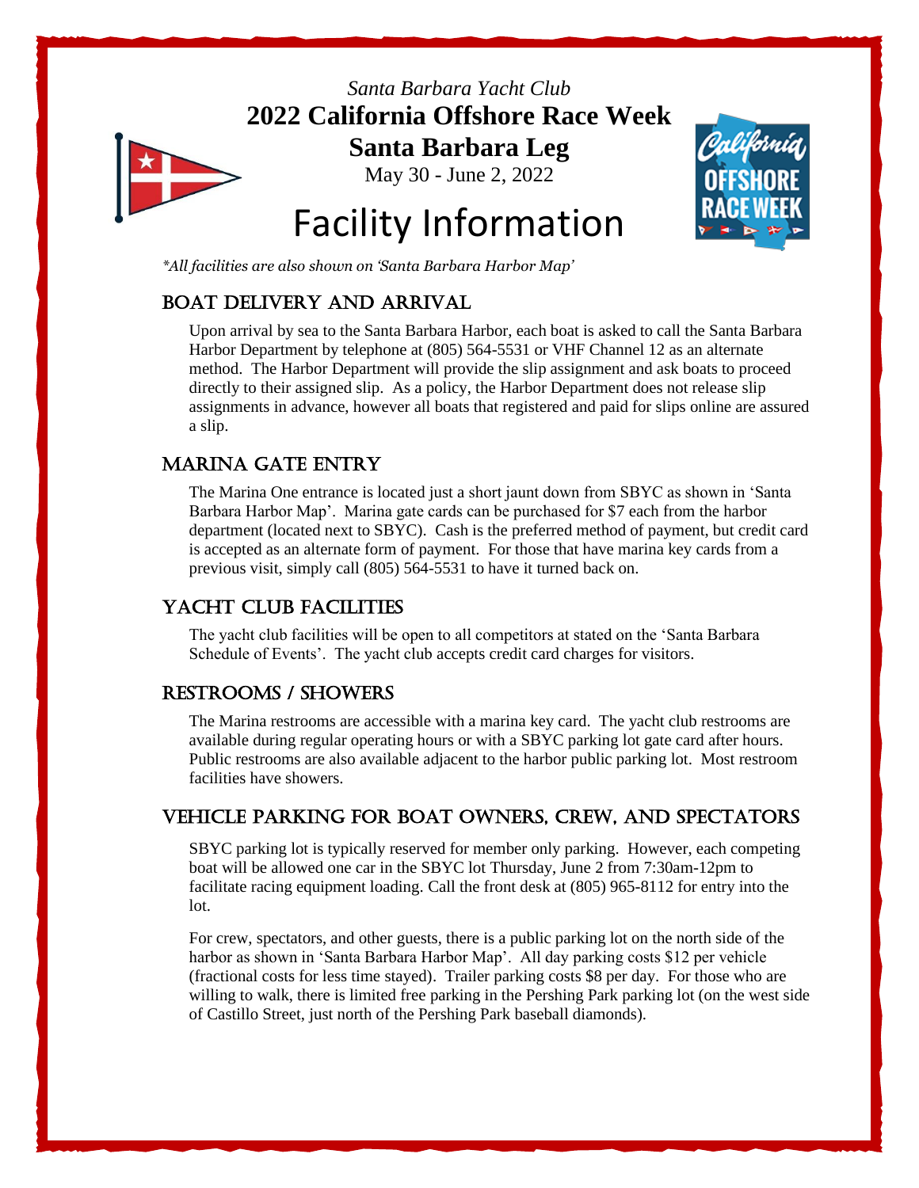*Santa Barbara Yacht Club*

**2022 California Offshore Race Week**

**Santa Barbara Leg**

May 30 - June 2, 2022

# Facility Information

*\*All facilities are also shown on 'Santa Barbara Harbor Map'*

## BOAT DELIVERY AND ARRIVAL

Upon arrival by sea to the Santa Barbara Harbor, each boat is asked to call the Santa Barbara Harbor Department by telephone at (805) 564-5531 or VHF Channel 12 as an alternate method. The Harbor Department will provide the slip assignment and ask boats to proceed directly to their assigned slip. As a policy, the Harbor Department does not release slip assignments in advance, however all boats that registered and paid for slips online are assured a slip.

## MARINA GATE ENTRY

The Marina One entrance is located just a short jaunt down from SBYC as shown in 'Santa Barbara Harbor Map'. Marina gate cards can be purchased for $7 each from the harbor department (located next to SBYC). Cash is the preferred method of payment, but credit card is accepted as an alternate form of payment. For those that have marina key cards from a previous visit, simply call (805) 564-5531 to have it turned back on.

## YACHT CLUB FACILITIES

The yacht club facilities will be open to all competitors at stated on the 'Santa Barbara Schedule of Events'. The yacht club accepts credit card charges for visitors.

## RESTROOMS / SHOWERS

The Marina restrooms are accessible with a marina key card. The yacht club restrooms are available during regular operating hours or with a SBYC parking lot gate card after hours. Public restrooms are also available adjacent to the harbor public parking lot. Most restroom facilities have showers.

## VEHICLE PARKING FOR BOAT OWNERS, CREW, AND SPECTATORS

SBYC parking lot is typically reserved for member only parking. However, each competing boat will be allowed one car in the SBYC lot Thursday, June 2 from 7:30am-12pm to facilitate racing equipment loading. Call the front desk at (805) 965-8112 for entry into the lot.

For crew, spectators, and other guests, there is a public parking lot on the north side of the harbor as shown in 'Santa Barbara Harbor Map'. All day parking costs $12 per vehicle (fractional costs for less time stayed). Trailer parking costs $8 per day. For those who are willing to walk, there is limited free parking in the Pershing Park parking lot (on the west side of Castillo Street, just north of the Pershing Park baseball diamonds).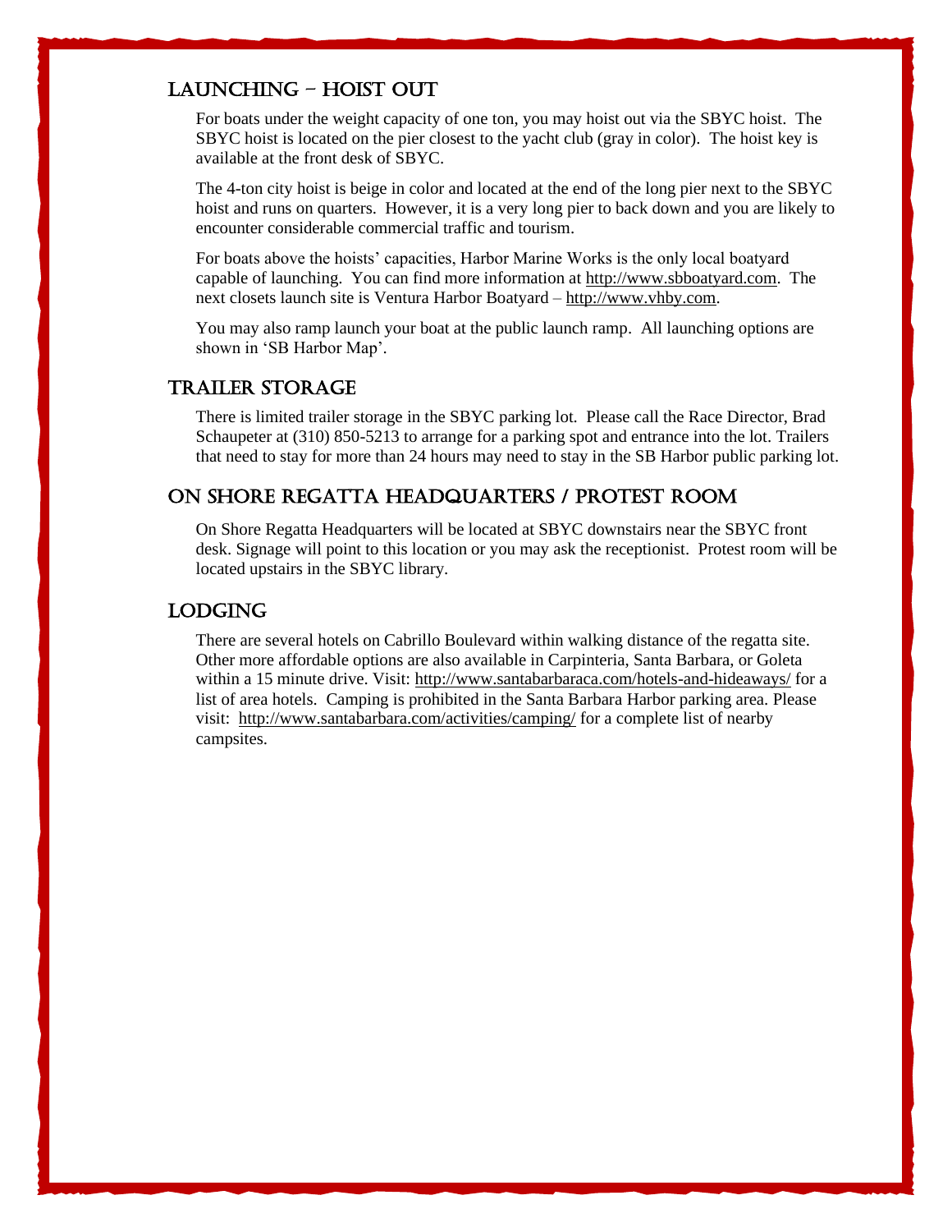## Launching – Hoist Out

For boats under the weight capacity of one ton, you may hoist out via the SBYC hoist. The SBYC hoist is located on the pier closest to the yacht club (gray in color). The hoist key is available at the front desk of SBYC.

The 4-ton city hoist is beige in color and located at the end of the long pier next to the SBYC hoist and runs on quarters. However, it is a very long pier to back down and you are likely to encounter considerable commercial traffic and tourism.

For boats above the hoists' capacities, Harbor Marine Works is the only local boatyard capable of launching. You can find more information at http://www.sbboatyard.com. The next closets launch site is Ventura Harbor Boatyard – http://www.vhby.com.

You may also ramp launch your boat at the public launch ramp. All launching options are shown in 'SB Harbor Map'.

## Trailer Storage

There is limited trailer storage in the SBYC parking lot. Please call the Race Director, Brad Schaupeter at (310) 850-5213 to arrange for a parking spot and entrance into the lot. Trailers that need to stay for more than 24 hours may need to stay in the SB Harbor public parking lot.

## On Shore Regatta Headquarters / Protest Room

On Shore Regatta Headquarters will be located at SBYC downstairs near the SBYC front desk. Signage will point to this location or you may ask the receptionist. Protest room will be located upstairs in the SBYC library.

## Lodging

There are several hotels on Cabrillo Boulevard within walking distance of the regatta site. Other more affordable options are also available in Carpinteria, Santa Barbara, or Goleta within a 15 minute drive. Visit: http://www.santabarbaraca.com/hotels-and-hideaways/ for a list of area hotels. Camping is prohibited in the Santa Barbara Harbor parking area. Please visit: http://www.santabarbara.com/activities/camping/ for a complete list of nearby campsites.